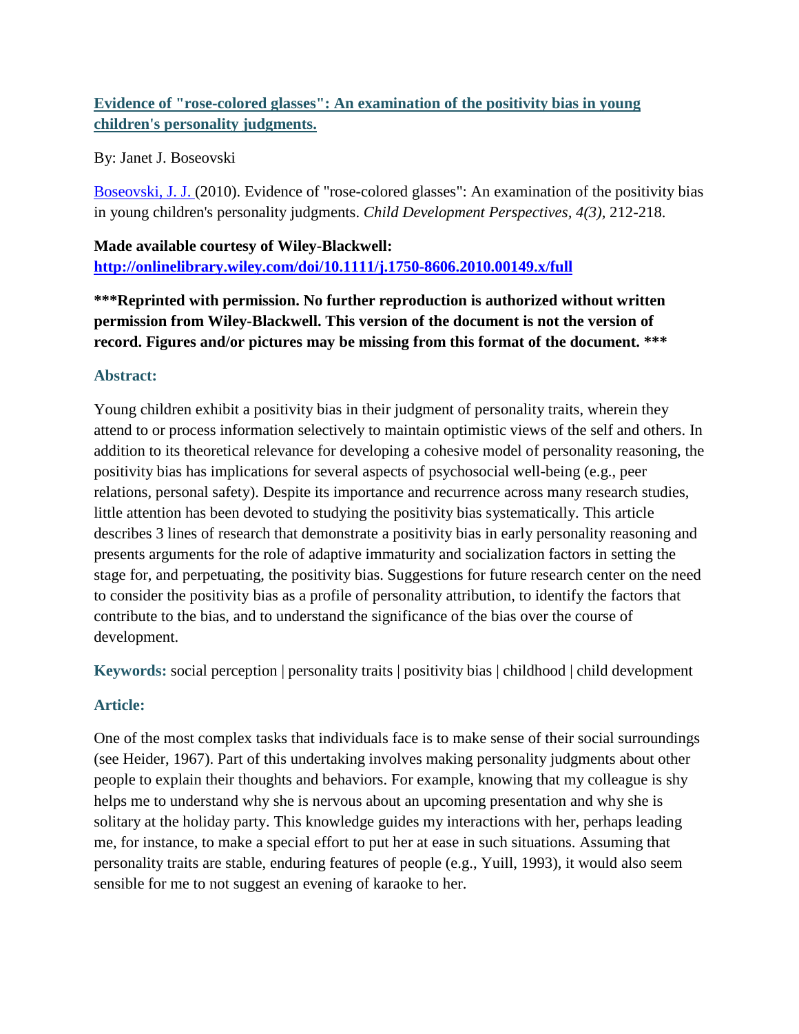**[Evidence of "rose-colored glasses": An examination of the positivity bias in young children's personality judgments.](http://onlinelibrary.wiley.com/doi/10.1111/j.1750-8606.2010.00149.x/full)**

By: Janet J. Boseovski

Boseovski, J. J. (2010). Evidence of "rose-colored glasses": An examination of the positivity bias in young children's personality judgments. *Child Development Perspectives, 4(3),* 212-218.

**Made available courtesy of Wiley-Blackwell:**
**[http://onlinelibrary.wiley.com/doi/10.1111/j.1750-8606.2010.00149.x/full](http://onlinelibrary.wiley.com/doi/10.1111/j.1750-8606.2010.00149.x/full)**

**\*\*\*Reprinted with permission. No further reproduction is authorized without written permission from Wiley-Blackwell. This version of the document is not the version of record. Figures and/or pictures may be missing from this format of the document. \*\*\***

## Abstract:

Young children exhibit a positivity bias in their judgment of personality traits, wherein they attend to or process information selectively to maintain optimistic views of the self and others. In addition to its theoretical relevance for developing a cohesive model of personality reasoning, the positivity bias has implications for several aspects of psychosocial well-being (e.g., peer relations, personal safety). Despite its importance and recurrence across many research studies, little attention has been devoted to studying the positivity bias systematically. This article describes 3 lines of research that demonstrate a positivity bias in early personality reasoning and presents arguments for the role of adaptive immaturity and socialization factors in setting the stage for, and perpetuating, the positivity bias. Suggestions for future research center on the need to consider the positivity bias as a profile of personality attribution, to identify the factors that contribute to the bias, and to understand the significance of the bias over the course of development.

**Keywords:** social perception | personality traits | positivity bias | childhood | child development

## Article:

One of the most complex tasks that individuals face is to make sense of their social surroundings (see Heider, 1967). Part of this undertaking involves making personality judgments about other people to explain their thoughts and behaviors. For example, knowing that my colleague is shy helps me to understand why she is nervous about an upcoming presentation and why she is solitary at the holiday party. This knowledge guides my interactions with her, perhaps leading me, for instance, to make a special effort to put her at ease in such situations. Assuming that personality traits are stable, enduring features of people (e.g., Yuill, 1993), it would also seem sensible for me to not suggest an evening of karaoke to her.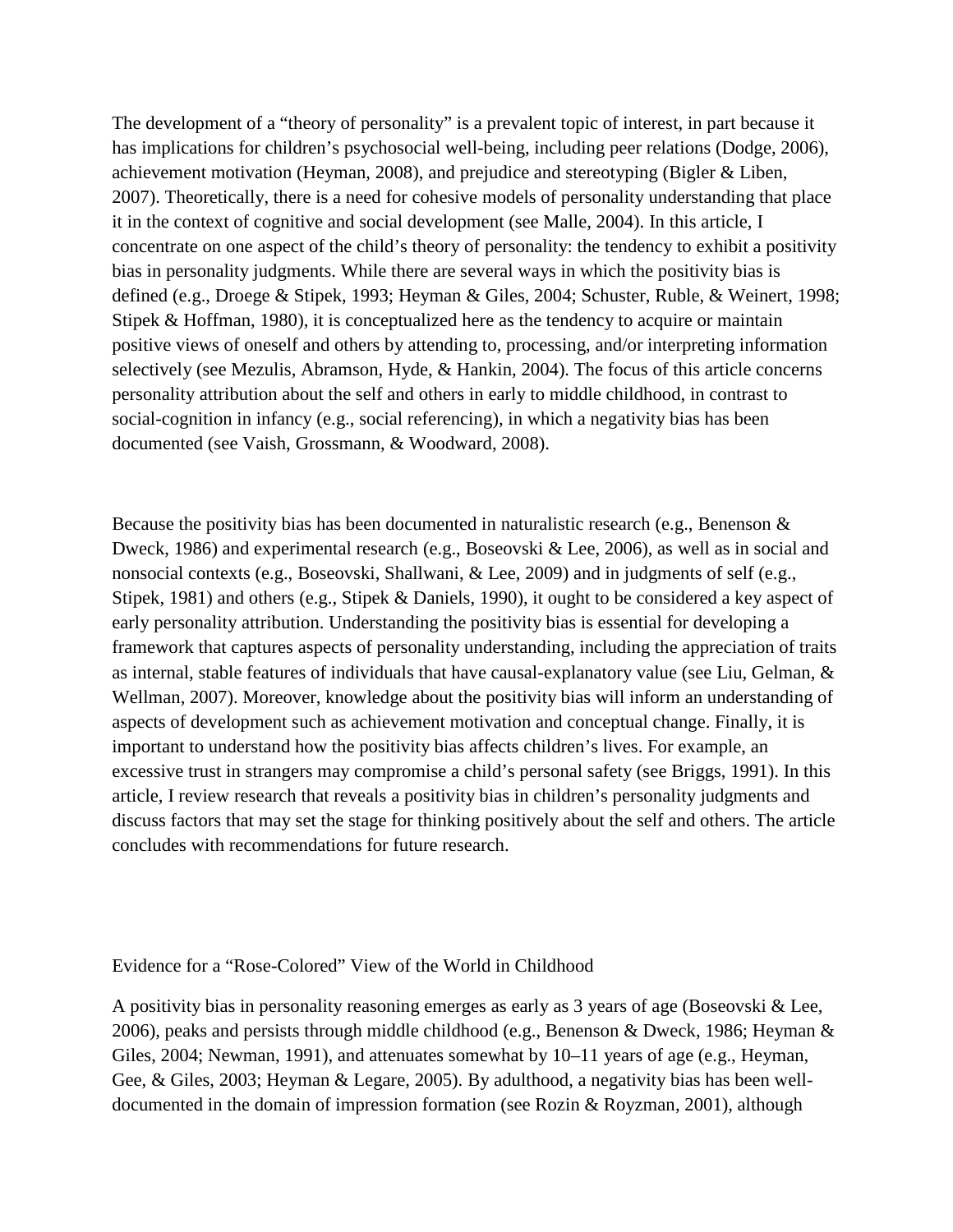The development of a "theory of personality" is a prevalent topic of interest, in part because it has implications for children's psychosocial well-being, including peer relations (Dodge, 2006), achievement motivation (Heyman, 2008), and prejudice and stereotyping (Bigler & Liben, 2007). Theoretically, there is a need for cohesive models of personality understanding that place it in the context of cognitive and social development (see Malle, 2004). In this article, I concentrate on one aspect of the child's theory of personality: the tendency to exhibit a positivity bias in personality judgments. While there are several ways in which the positivity bias is defined (e.g., Droege & Stipek, 1993; Heyman & Giles, 2004; Schuster, Ruble, & Weinert, 1998; Stipek & Hoffman, 1980), it is conceptualized here as the tendency to acquire or maintain positive views of oneself and others by attending to, processing, and/or interpreting information selectively (see Mezulis, Abramson, Hyde, & Hankin, 2004). The focus of this article concerns personality attribution about the self and others in early to middle childhood, in contrast to social-cognition in infancy (e.g., social referencing), in which a negativity bias has been documented (see Vaish, Grossmann, & Woodward, 2008).

Because the positivity bias has been documented in naturalistic research (e.g., Benenson & Dweck, 1986) and experimental research (e.g., Boseovski & Lee, 2006), as well as in social and nonsocial contexts (e.g., Boseovski, Shallwani, & Lee, 2009) and in judgments of self (e.g., Stipek, 1981) and others (e.g., Stipek & Daniels, 1990), it ought to be considered a key aspect of early personality attribution. Understanding the positivity bias is essential for developing a framework that captures aspects of personality understanding, including the appreciation of traits as internal, stable features of individuals that have causal-explanatory value (see Liu, Gelman, & Wellman, 2007). Moreover, knowledge about the positivity bias will inform an understanding of aspects of development such as achievement motivation and conceptual change. Finally, it is important to understand how the positivity bias affects children's lives. For example, an excessive trust in strangers may compromise a child's personal safety (see Briggs, 1991). In this article, I review research that reveals a positivity bias in children's personality judgments and discuss factors that may set the stage for thinking positively about the self and others. The article concludes with recommendations for future research.

## Evidence for a "Rose-Colored" View of the World in Childhood

A positivity bias in personality reasoning emerges as early as 3 years of age (Boseovski & Lee, 2006), peaks and persists through middle childhood (e.g., Benenson & Dweck, 1986; Heyman & Giles, 2004; Newman, 1991), and attenuates somewhat by 10–11 years of age (e.g., Heyman, Gee, & Giles, 2003; Heyman & Legare, 2005). By adulthood, a negativity bias has been well-documented in the domain of impression formation (see Rozin & Royzman, 2001), although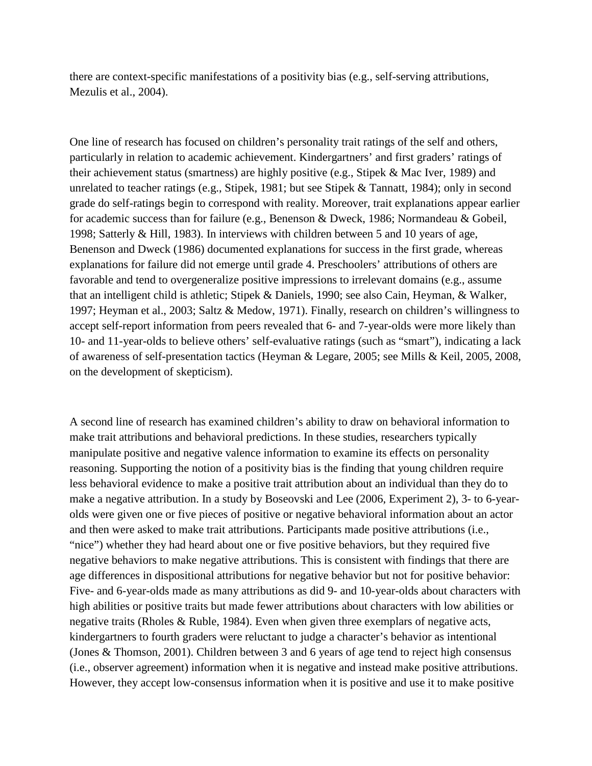there are context-specific manifestations of a positivity bias (e.g., self-serving attributions, Mezulis et al., 2004).

One line of research has focused on children's personality trait ratings of the self and others, particularly in relation to academic achievement. Kindergartners' and first graders' ratings of their achievement status (smartness) are highly positive (e.g., Stipek & Mac Iver, 1989) and unrelated to teacher ratings (e.g., Stipek, 1981; but see Stipek & Tannatt, 1984); only in second grade do self-ratings begin to correspond with reality. Moreover, trait explanations appear earlier for academic success than for failure (e.g., Benenson & Dweck, 1986; Normandeau & Gobeil, 1998; Satterly & Hill, 1983). In interviews with children between 5 and 10 years of age, Benenson and Dweck (1986) documented explanations for success in the first grade, whereas explanations for failure did not emerge until grade 4. Preschoolers' attributions of others are favorable and tend to overgeneralize positive impressions to irrelevant domains (e.g., assume that an intelligent child is athletic; Stipek & Daniels, 1990; see also Cain, Heyman, & Walker, 1997; Heyman et al., 2003; Saltz & Medow, 1971). Finally, research on children's willingness to accept self-report information from peers revealed that 6- and 7-year-olds were more likely than 10- and 11-year-olds to believe others' self-evaluative ratings (such as "smart"), indicating a lack of awareness of self-presentation tactics (Heyman & Legare, 2005; see Mills & Keil, 2005, 2008, on the development of skepticism).

A second line of research has examined children's ability to draw on behavioral information to make trait attributions and behavioral predictions. In these studies, researchers typically manipulate positive and negative valence information to examine its effects on personality reasoning. Supporting the notion of a positivity bias is the finding that young children require less behavioral evidence to make a positive trait attribution about an individual than they do to make a negative attribution. In a study by Boseovski and Lee (2006, Experiment 2), 3- to 6-year-olds were given one or five pieces of positive or negative behavioral information about an actor and then were asked to make trait attributions. Participants made positive attributions (i.e., "nice") whether they had heard about one or five positive behaviors, but they required five negative behaviors to make negative attributions. This is consistent with findings that there are age differences in dispositional attributions for negative behavior but not for positive behavior: Five- and 6-year-olds made as many attributions as did 9- and 10-year-olds about characters with high abilities or positive traits but made fewer attributions about characters with low abilities or negative traits (Rholes & Ruble, 1984). Even when given three exemplars of negative acts, kindergartners to fourth graders were reluctant to judge a character's behavior as intentional (Jones & Thomson, 2001). Children between 3 and 6 years of age tend to reject high consensus (i.e., observer agreement) information when it is negative and instead make positive attributions. However, they accept low-consensus information when it is positive and use it to make positive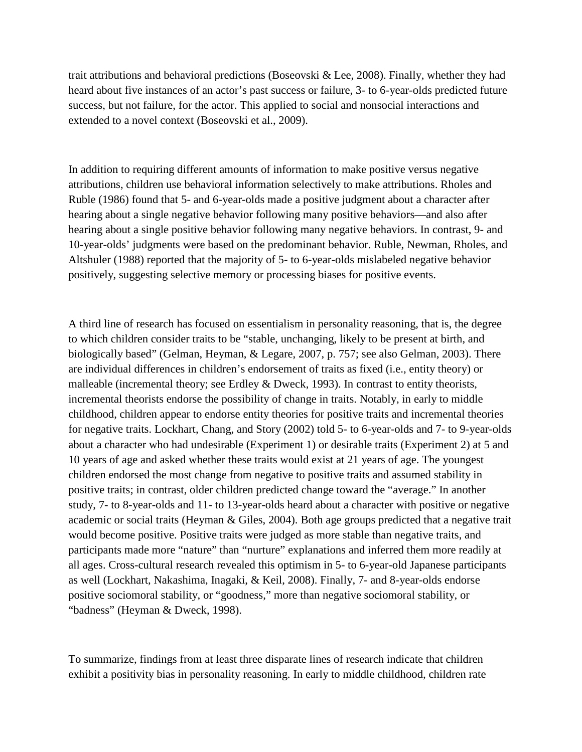trait attributions and behavioral predictions (Boseovski & Lee, 2008). Finally, whether they had heard about five instances of an actor's past success or failure, 3- to 6-year-olds predicted future success, but not failure, for the actor. This applied to social and nonsocial interactions and extended to a novel context (Boseovski et al., 2009).

In addition to requiring different amounts of information to make positive versus negative attributions, children use behavioral information selectively to make attributions. Rholes and Ruble (1986) found that 5- and 6-year-olds made a positive judgment about a character after hearing about a single negative behavior following many positive behaviors—and also after hearing about a single positive behavior following many negative behaviors. In contrast, 9- and 10-year-olds' judgments were based on the predominant behavior. Ruble, Newman, Rholes, and Altshuler (1988) reported that the majority of 5- to 6-year-olds mislabeled negative behavior positively, suggesting selective memory or processing biases for positive events.

A third line of research has focused on essentialism in personality reasoning, that is, the degree to which children consider traits to be "stable, unchanging, likely to be present at birth, and biologically based" (Gelman, Heyman, & Legare, 2007, p. 757; see also Gelman, 2003). There are individual differences in children's endorsement of traits as fixed (i.e., entity theory) or malleable (incremental theory; see Erdley & Dweck, 1993). In contrast to entity theorists, incremental theorists endorse the possibility of change in traits. Notably, in early to middle childhood, children appear to endorse entity theories for positive traits and incremental theories for negative traits. Lockhart, Chang, and Story (2002) told 5- to 6-year-olds and 7- to 9-year-olds about a character who had undesirable (Experiment 1) or desirable traits (Experiment 2) at 5 and 10 years of age and asked whether these traits would exist at 21 years of age. The youngest children endorsed the most change from negative to positive traits and assumed stability in positive traits; in contrast, older children predicted change toward the "average." In another study, 7- to 8-year-olds and 11- to 13-year-olds heard about a character with positive or negative academic or social traits (Heyman & Giles, 2004). Both age groups predicted that a negative trait would become positive. Positive traits were judged as more stable than negative traits, and participants made more "nature" than "nurture" explanations and inferred them more readily at all ages. Cross-cultural research revealed this optimism in 5- to 6-year-old Japanese participants as well (Lockhart, Nakashima, Inagaki, & Keil, 2008). Finally, 7- and 8-year-olds endorse positive sociomoral stability, or "goodness," more than negative sociomoral stability, or "badness" (Heyman & Dweck, 1998).

To summarize, findings from at least three disparate lines of research indicate that children exhibit a positivity bias in personality reasoning. In early to middle childhood, children rate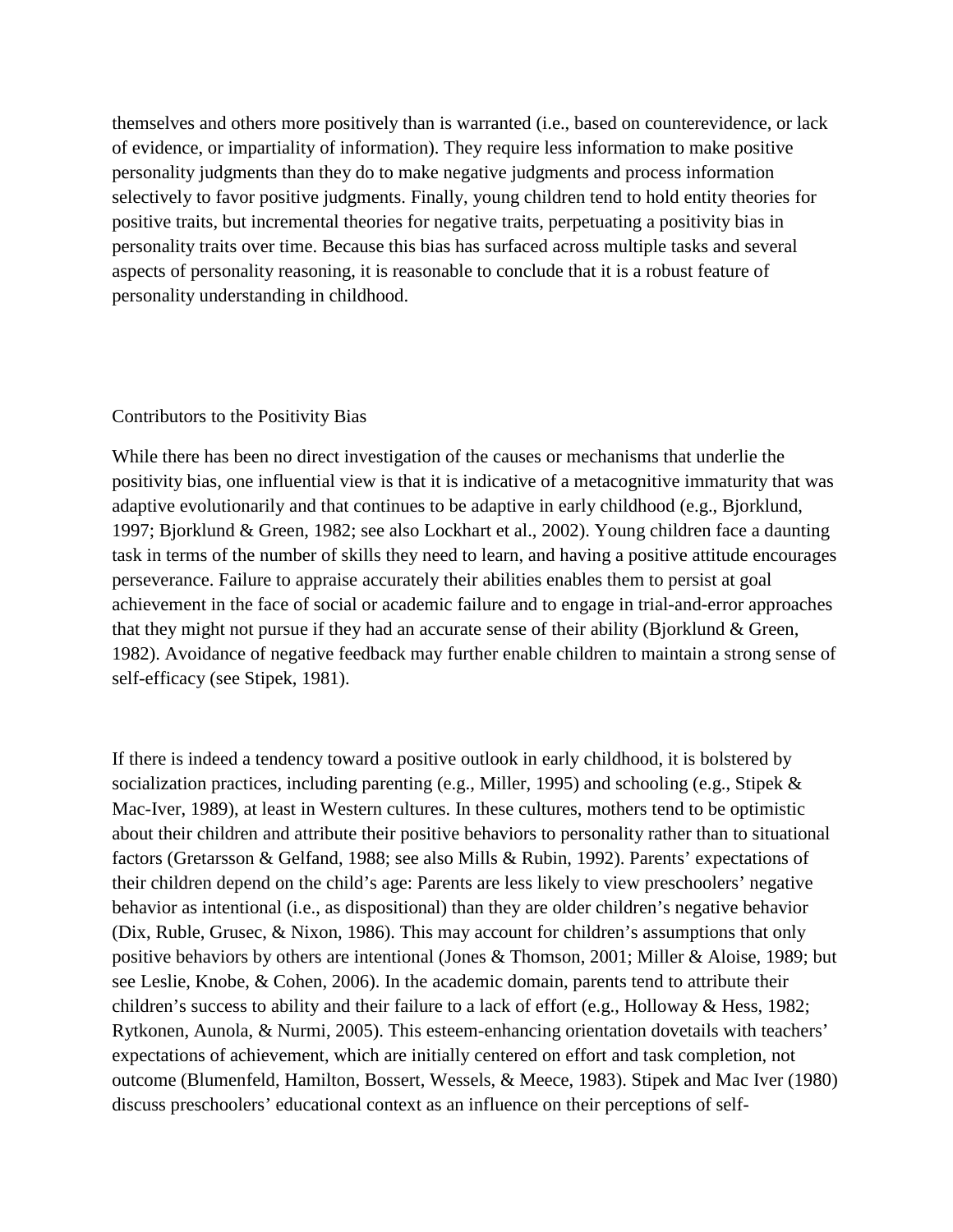themselves and others more positively than is warranted (i.e., based on counterevidence, or lack of evidence, or impartiality of information). They require less information to make positive personality judgments than they do to make negative judgments and process information selectively to favor positive judgments. Finally, young children tend to hold entity theories for positive traits, but incremental theories for negative traits, perpetuating a positivity bias in personality traits over time. Because this bias has surfaced across multiple tasks and several aspects of personality reasoning, it is reasonable to conclude that it is a robust feature of personality understanding in childhood.

## Contributors to the Positivity Bias

While there has been no direct investigation of the causes or mechanisms that underlie the positivity bias, one influential view is that it is indicative of a metacognitive immaturity that was adaptive evolutionarily and that continues to be adaptive in early childhood (e.g., Bjorklund, 1997; Bjorklund & Green, 1982; see also Lockhart et al., 2002). Young children face a daunting task in terms of the number of skills they need to learn, and having a positive attitude encourages perseverance. Failure to appraise accurately their abilities enables them to persist at goal achievement in the face of social or academic failure and to engage in trial-and-error approaches that they might not pursue if they had an accurate sense of their ability (Bjorklund & Green, 1982). Avoidance of negative feedback may further enable children to maintain a strong sense of self-efficacy (see Stipek, 1981).

If there is indeed a tendency toward a positive outlook in early childhood, it is bolstered by socialization practices, including parenting (e.g., Miller, 1995) and schooling (e.g., Stipek & Mac-Iver, 1989), at least in Western cultures. In these cultures, mothers tend to be optimistic about their children and attribute their positive behaviors to personality rather than to situational factors (Gretarsson & Gelfand, 1988; see also Mills & Rubin, 1992). Parents' expectations of their children depend on the child's age: Parents are less likely to view preschoolers' negative behavior as intentional (i.e., as dispositional) than they are older children's negative behavior (Dix, Ruble, Grusec, & Nixon, 1986). This may account for children's assumptions that only positive behaviors by others are intentional (Jones & Thomson, 2001; Miller & Aloise, 1989; but see Leslie, Knobe, & Cohen, 2006). In the academic domain, parents tend to attribute their children's success to ability and their failure to a lack of effort (e.g., Holloway & Hess, 1982; Rytkonen, Aunola, & Nurmi, 2005). This esteem-enhancing orientation dovetails with teachers' expectations of achievement, which are initially centered on effort and task completion, not outcome (Blumenfeld, Hamilton, Bossert, Wessels, & Meece, 1983). Stipek and Mac Iver (1980) discuss preschoolers' educational context as an influence on their perceptions of self-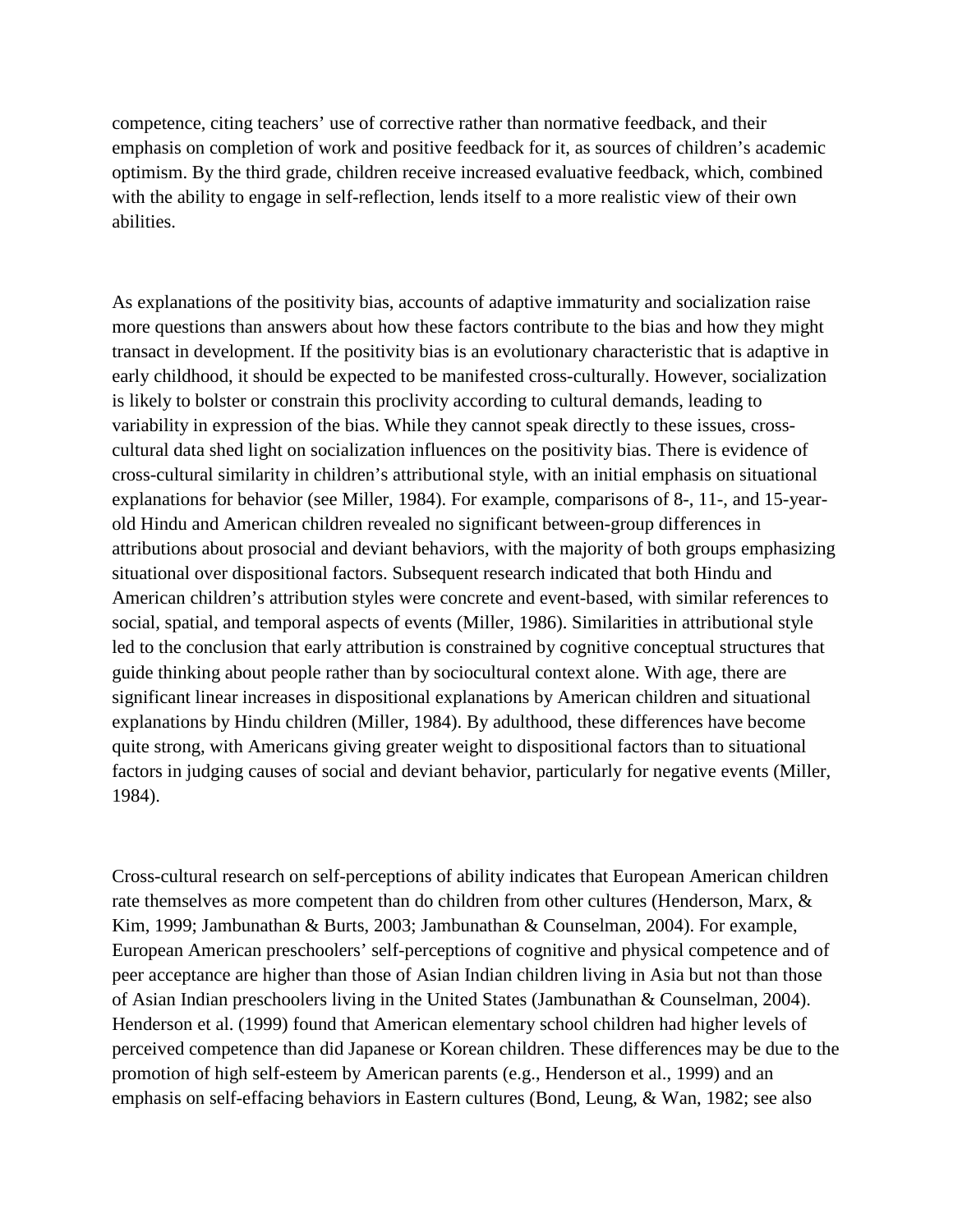competence, citing teachers' use of corrective rather than normative feedback, and their emphasis on completion of work and positive feedback for it, as sources of children's academic optimism. By the third grade, children receive increased evaluative feedback, which, combined with the ability to engage in self-reflection, lends itself to a more realistic view of their own abilities.

As explanations of the positivity bias, accounts of adaptive immaturity and socialization raise more questions than answers about how these factors contribute to the bias and how they might transact in development. If the positivity bias is an evolutionary characteristic that is adaptive in early childhood, it should be expected to be manifested cross-culturally. However, socialization is likely to bolster or constrain this proclivity according to cultural demands, leading to variability in expression of the bias. While they cannot speak directly to these issues, cross-cultural data shed light on socialization influences on the positivity bias. There is evidence of cross-cultural similarity in children's attributional style, with an initial emphasis on situational explanations for behavior (see Miller, 1984). For example, comparisons of 8-, 11-, and 15-year-old Hindu and American children revealed no significant between-group differences in attributions about prosocial and deviant behaviors, with the majority of both groups emphasizing situational over dispositional factors. Subsequent research indicated that both Hindu and American children's attribution styles were concrete and event-based, with similar references to social, spatial, and temporal aspects of events (Miller, 1986). Similarities in attributional style led to the conclusion that early attribution is constrained by cognitive conceptual structures that guide thinking about people rather than by sociocultural context alone. With age, there are significant linear increases in dispositional explanations by American children and situational explanations by Hindu children (Miller, 1984). By adulthood, these differences have become quite strong, with Americans giving greater weight to dispositional factors than to situational factors in judging causes of social and deviant behavior, particularly for negative events (Miller, 1984).

Cross-cultural research on self-perceptions of ability indicates that European American children rate themselves as more competent than do children from other cultures (Henderson, Marx, & Kim, 1999; Jambunathan & Burts, 2003; Jambunathan & Counselman, 2004). For example, European American preschoolers' self-perceptions of cognitive and physical competence and of peer acceptance are higher than those of Asian Indian children living in Asia but not than those of Asian Indian preschoolers living in the United States (Jambunathan & Counselman, 2004). Henderson et al. (1999) found that American elementary school children had higher levels of perceived competence than did Japanese or Korean children. These differences may be due to the promotion of high self-esteem by American parents (e.g., Henderson et al., 1999) and an emphasis on self-effacing behaviors in Eastern cultures (Bond, Leung, & Wan, 1982; see also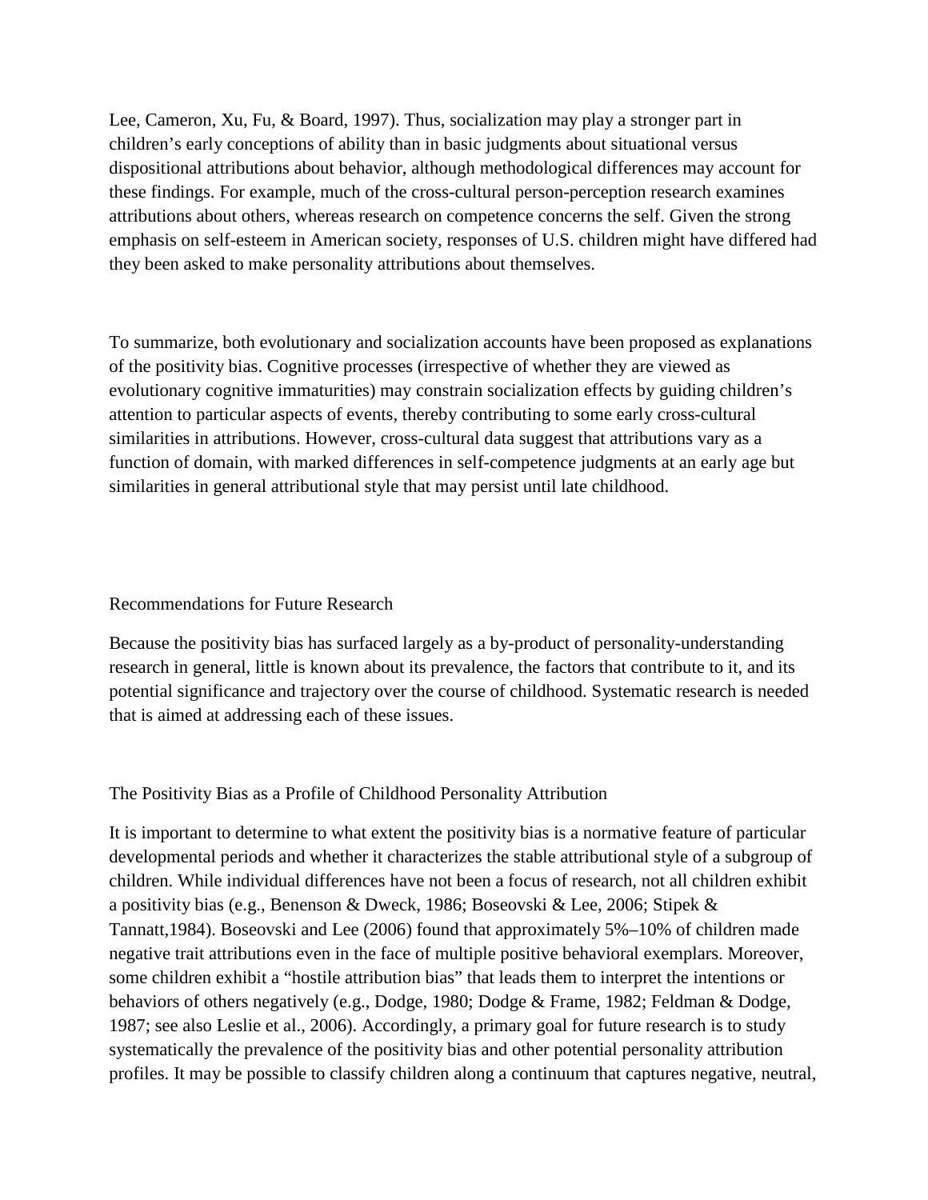Lee, Cameron, Xu, Fu, & Board, 1997). Thus, socialization may play a stronger part in children's early conceptions of ability than in basic judgments about situational versus dispositional attributions about behavior, although methodological differences may account for these findings. For example, much of the cross-cultural person-perception research examines attributions about others, whereas research on competence concerns the self. Given the strong emphasis on self-esteem in American society, responses of U.S. children might have differed had they been asked to make personality attributions about themselves.

To summarize, both evolutionary and socialization accounts have been proposed as explanations of the positivity bias. Cognitive processes (irrespective of whether they are viewed as evolutionary cognitive immaturities) may constrain socialization effects by guiding children's attention to particular aspects of events, thereby contributing to some early cross-cultural similarities in attributions. However, cross-cultural data suggest that attributions vary as a function of domain, with marked differences in self-competence judgments at an early age but similarities in general attributional style that may persist until late childhood.

## Recommendations for Future Research

Because the positivity bias has surfaced largely as a by-product of personality-understanding research in general, little is known about its prevalence, the factors that contribute to it, and its potential significance and trajectory over the course of childhood. Systematic research is needed that is aimed at addressing each of these issues.

### The Positivity Bias as a Profile of Childhood Personality Attribution

It is important to determine to what extent the positivity bias is a normative feature of particular developmental periods and whether it characterizes the stable attributional style of a subgroup of children. While individual differences have not been a focus of research, not all children exhibit a positivity bias (e.g., Benenson & Dweck, 1986; Boseovski & Lee, 2006; Stipek & Tannatt,1984). Boseovski and Lee (2006) found that approximately 5%–10% of children made negative trait attributions even in the face of multiple positive behavioral exemplars. Moreover, some children exhibit a "hostile attribution bias" that leads them to interpret the intentions or behaviors of others negatively (e.g., Dodge, 1980; Dodge & Frame, 1982; Feldman & Dodge, 1987; see also Leslie et al., 2006). Accordingly, a primary goal for future research is to study systematically the prevalence of the positivity bias and other potential personality attribution profiles. It may be possible to classify children along a continuum that captures negative, neutral,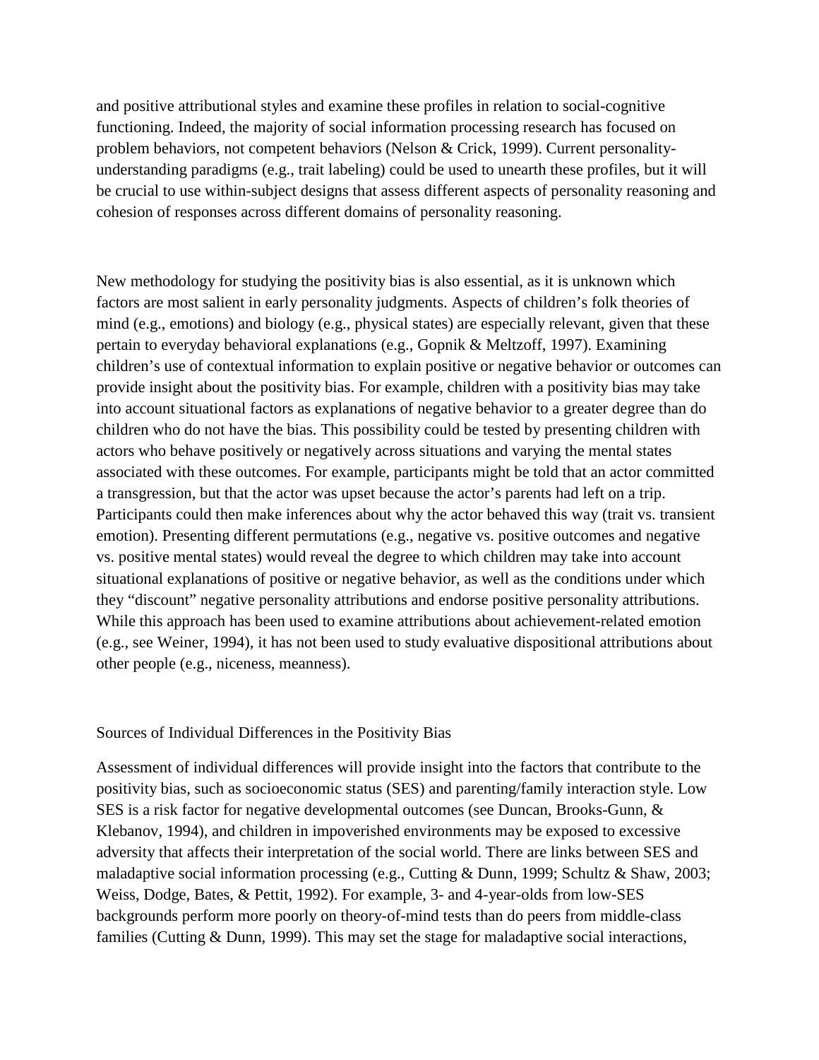and positive attributional styles and examine these profiles in relation to social-cognitive functioning. Indeed, the majority of social information processing research has focused on problem behaviors, not competent behaviors (Nelson & Crick, 1999). Current personality-understanding paradigms (e.g., trait labeling) could be used to unearth these profiles, but it will be crucial to use within-subject designs that assess different aspects of personality reasoning and cohesion of responses across different domains of personality reasoning.

New methodology for studying the positivity bias is also essential, as it is unknown which factors are most salient in early personality judgments. Aspects of children's folk theories of mind (e.g., emotions) and biology (e.g., physical states) are especially relevant, given that these pertain to everyday behavioral explanations (e.g., Gopnik & Meltzoff, 1997). Examining children's use of contextual information to explain positive or negative behavior or outcomes can provide insight about the positivity bias. For example, children with a positivity bias may take into account situational factors as explanations of negative behavior to a greater degree than do children who do not have the bias. This possibility could be tested by presenting children with actors who behave positively or negatively across situations and varying the mental states associated with these outcomes. For example, participants might be told that an actor committed a transgression, but that the actor was upset because the actor's parents had left on a trip. Participants could then make inferences about why the actor behaved this way (trait vs. transient emotion). Presenting different permutations (e.g., negative vs. positive outcomes and negative vs. positive mental states) would reveal the degree to which children may take into account situational explanations of positive or negative behavior, as well as the conditions under which they "discount" negative personality attributions and endorse positive personality attributions. While this approach has been used to examine attributions about achievement-related emotion (e.g., see Weiner, 1994), it has not been used to study evaluative dispositional attributions about other people (e.g., niceness, meanness).

## Sources of Individual Differences in the Positivity Bias

Assessment of individual differences will provide insight into the factors that contribute to the positivity bias, such as socioeconomic status (SES) and parenting/family interaction style. Low SES is a risk factor for negative developmental outcomes (see Duncan, Brooks-Gunn, & Klebanov, 1994), and children in impoverished environments may be exposed to excessive adversity that affects their interpretation of the social world. There are links between SES and maladaptive social information processing (e.g., Cutting & Dunn, 1999; Schultz & Shaw, 2003; Weiss, Dodge, Bates, & Pettit, 1992). For example, 3- and 4-year-olds from low-SES backgrounds perform more poorly on theory-of-mind tests than do peers from middle-class families (Cutting & Dunn, 1999). This may set the stage for maladaptive social interactions,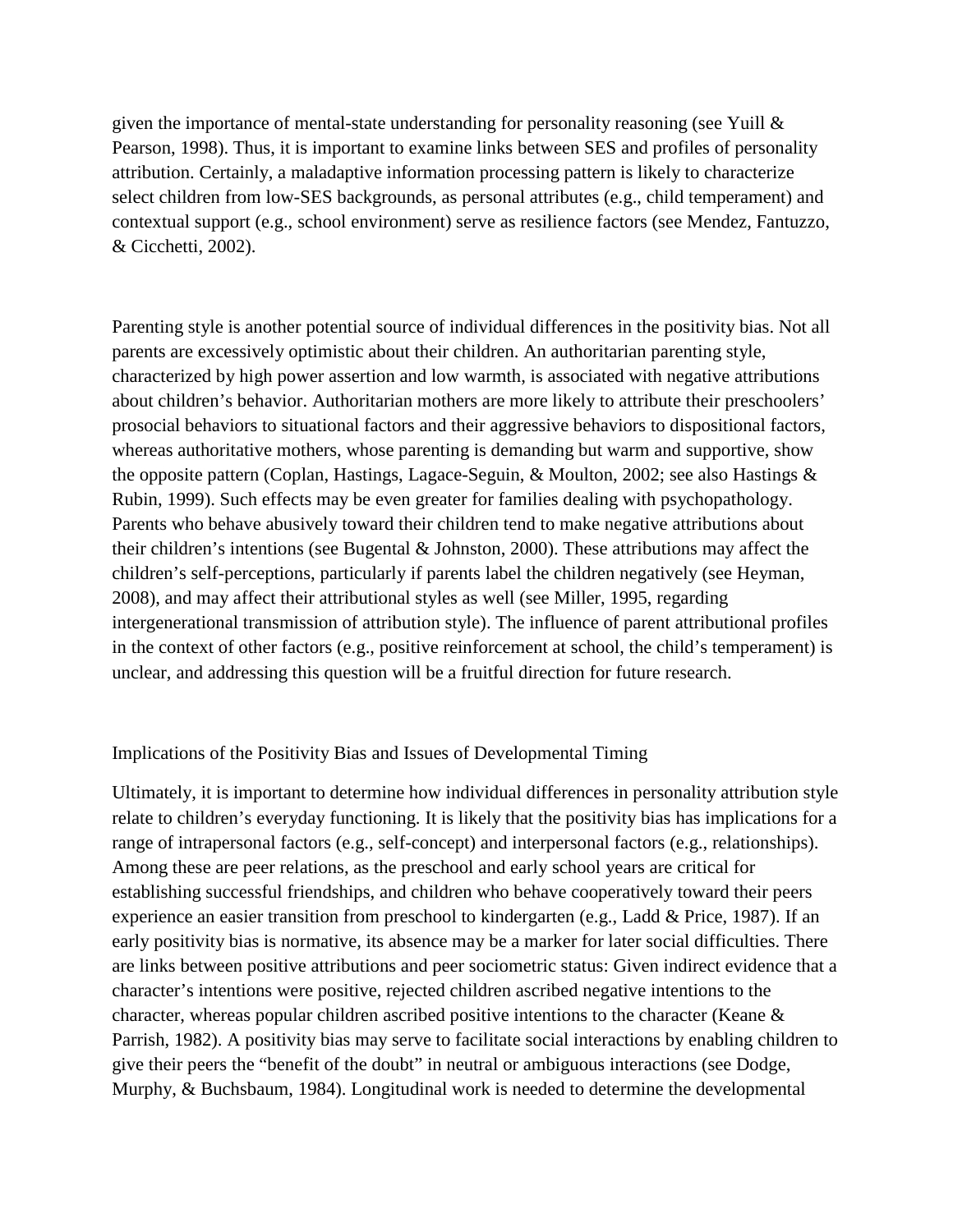given the importance of mental-state understanding for personality reasoning (see Yuill & Pearson, 1998). Thus, it is important to examine links between SES and profiles of personality attribution. Certainly, a maladaptive information processing pattern is likely to characterize select children from low-SES backgrounds, as personal attributes (e.g., child temperament) and contextual support (e.g., school environment) serve as resilience factors (see Mendez, Fantuzzo, & Cicchetti, 2002).

Parenting style is another potential source of individual differences in the positivity bias. Not all parents are excessively optimistic about their children. An authoritarian parenting style, characterized by high power assertion and low warmth, is associated with negative attributions about children's behavior. Authoritarian mothers are more likely to attribute their preschoolers' prosocial behaviors to situational factors and their aggressive behaviors to dispositional factors, whereas authoritative mothers, whose parenting is demanding but warm and supportive, show the opposite pattern (Coplan, Hastings, Lagace-Seguin, & Moulton, 2002; see also Hastings & Rubin, 1999). Such effects may be even greater for families dealing with psychopathology. Parents who behave abusively toward their children tend to make negative attributions about their children's intentions (see Bugental & Johnston, 2000). These attributions may affect the children's self-perceptions, particularly if parents label the children negatively (see Heyman, 2008), and may affect their attributional styles as well (see Miller, 1995, regarding intergenerational transmission of attribution style). The influence of parent attributional profiles in the context of other factors (e.g., positive reinforcement at school, the child's temperament) is unclear, and addressing this question will be a fruitful direction for future research.

## Implications of the Positivity Bias and Issues of Developmental Timing

Ultimately, it is important to determine how individual differences in personality attribution style relate to children's everyday functioning. It is likely that the positivity bias has implications for a range of intrapersonal factors (e.g., self-concept) and interpersonal factors (e.g., relationships). Among these are peer relations, as the preschool and early school years are critical for establishing successful friendships, and children who behave cooperatively toward their peers experience an easier transition from preschool to kindergarten (e.g., Ladd & Price, 1987). If an early positivity bias is normative, its absence may be a marker for later social difficulties. There are links between positive attributions and peer sociometric status: Given indirect evidence that a character's intentions were positive, rejected children ascribed negative intentions to the character, whereas popular children ascribed positive intentions to the character (Keane & Parrish, 1982). A positivity bias may serve to facilitate social interactions by enabling children to give their peers the "benefit of the doubt" in neutral or ambiguous interactions (see Dodge, Murphy, & Buchsbaum, 1984). Longitudinal work is needed to determine the developmental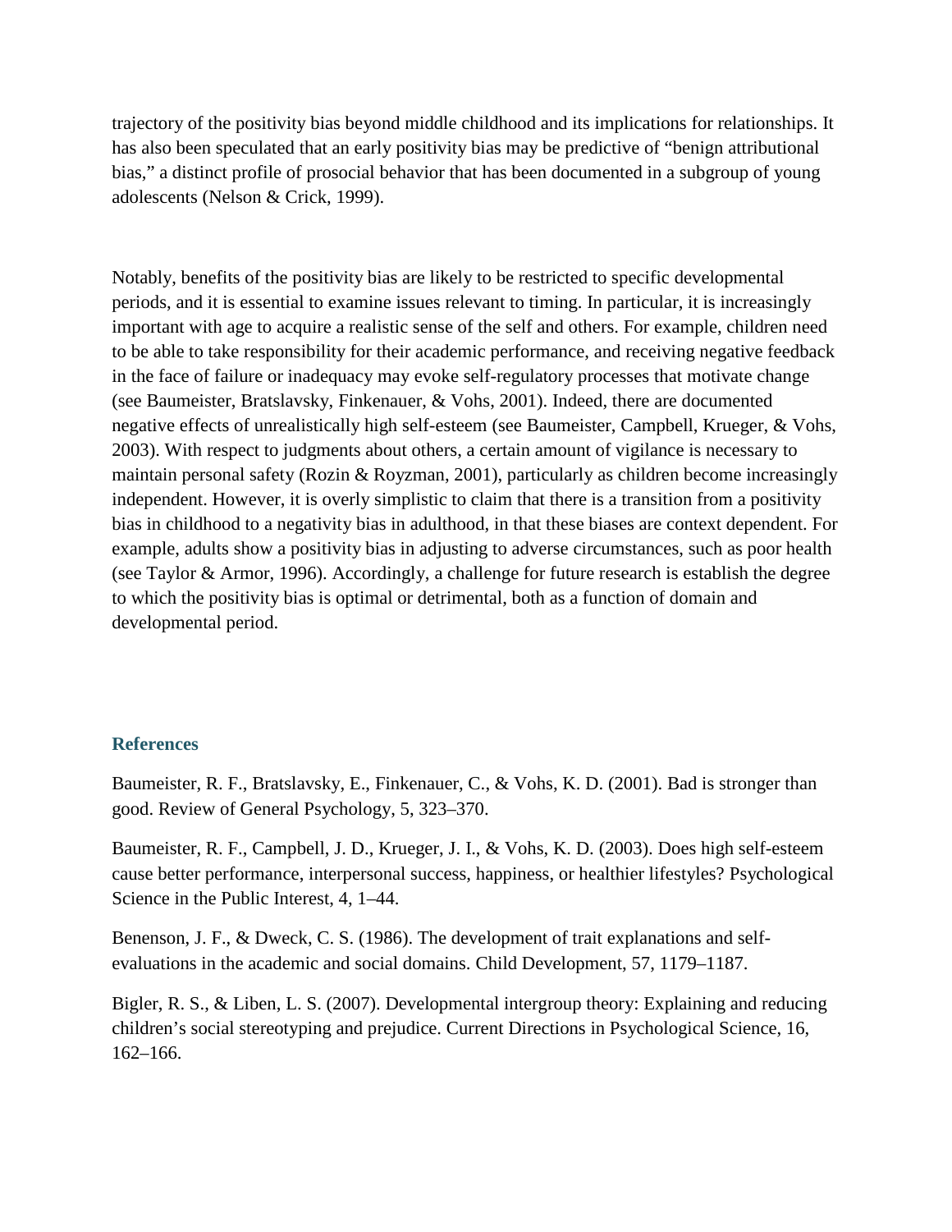trajectory of the positivity bias beyond middle childhood and its implications for relationships. It has also been speculated that an early positivity bias may be predictive of "benign attributional bias," a distinct profile of prosocial behavior that has been documented in a subgroup of young adolescents (Nelson & Crick, 1999).

Notably, benefits of the positivity bias are likely to be restricted to specific developmental periods, and it is essential to examine issues relevant to timing. In particular, it is increasingly important with age to acquire a realistic sense of the self and others. For example, children need to be able to take responsibility for their academic performance, and receiving negative feedback in the face of failure or inadequacy may evoke self-regulatory processes that motivate change (see Baumeister, Bratslavsky, Finkenauer, & Vohs, 2001). Indeed, there are documented negative effects of unrealistically high self-esteem (see Baumeister, Campbell, Krueger, & Vohs, 2003). With respect to judgments about others, a certain amount of vigilance is necessary to maintain personal safety (Rozin & Royzman, 2001), particularly as children become increasingly independent. However, it is overly simplistic to claim that there is a transition from a positivity bias in childhood to a negativity bias in adulthood, in that these biases are context dependent. For example, adults show a positivity bias in adjusting to adverse circumstances, such as poor health (see Taylor & Armor, 1996). Accordingly, a challenge for future research is establish the degree to which the positivity bias is optimal or detrimental, both as a function of domain and developmental period.

## References

Baumeister, R. F., Bratslavsky, E., Finkenauer, C., & Vohs, K. D. (2001). Bad is stronger than good. Review of General Psychology, 5, 323–370.

Baumeister, R. F., Campbell, J. D., Krueger, J. I., & Vohs, K. D. (2003). Does high self-esteem cause better performance, interpersonal success, happiness, or healthier lifestyles? Psychological Science in the Public Interest, 4, 1–44.

Benenson, J. F., & Dweck, C. S. (1986). The development of trait explanations and self-evaluations in the academic and social domains. Child Development, 57, 1179–1187.

Bigler, R. S., & Liben, L. S. (2007). Developmental intergroup theory: Explaining and reducing children's social stereotyping and prejudice. Current Directions in Psychological Science, 16, 162–166.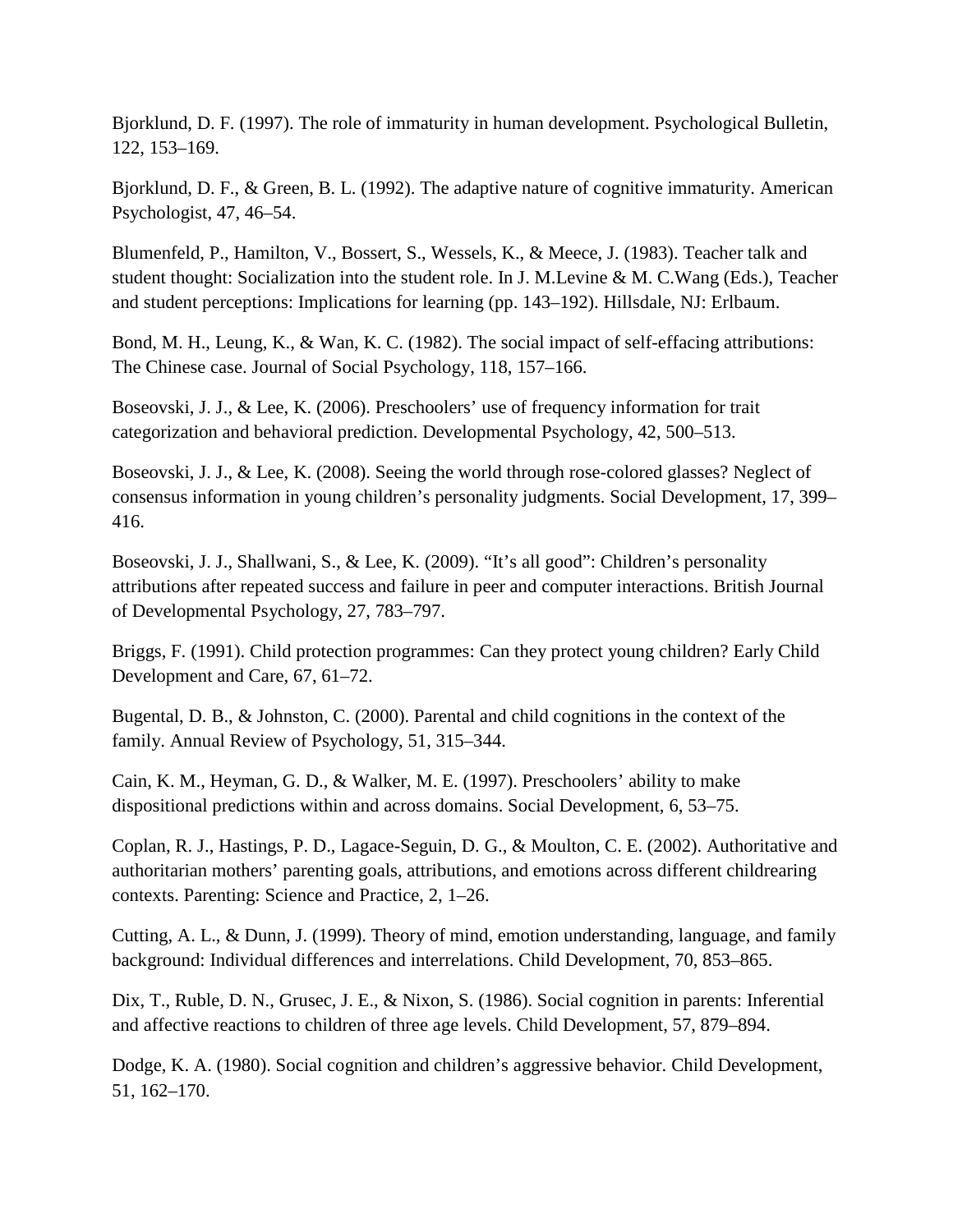Bjorklund, D. F. (1997). The role of immaturity in human development. Psychological Bulletin, 122, 153–169.

Bjorklund, D. F., & Green, B. L. (1992). The adaptive nature of cognitive immaturity. American Psychologist, 47, 46–54.

Blumenfeld, P., Hamilton, V., Bossert, S., Wessels, K., & Meece, J. (1983). Teacher talk and student thought: Socialization into the student role. In J. M.Levine & M. C.Wang (Eds.), Teacher and student perceptions: Implications for learning (pp. 143–192). Hillsdale, NJ: Erlbaum.

Bond, M. H., Leung, K., & Wan, K. C. (1982). The social impact of self-effacing attributions: The Chinese case. Journal of Social Psychology, 118, 157–166.

Boseovski, J. J., & Lee, K. (2006). Preschoolers' use of frequency information for trait categorization and behavioral prediction. Developmental Psychology, 42, 500–513.

Boseovski, J. J., & Lee, K. (2008). Seeing the world through rose-colored glasses? Neglect of consensus information in young children's personality judgments. Social Development, 17, 399–416.

Boseovski, J. J., Shallwani, S., & Lee, K. (2009). "It's all good": Children's personality attributions after repeated success and failure in peer and computer interactions. British Journal of Developmental Psychology, 27, 783–797.

Briggs, F. (1991). Child protection programmes: Can they protect young children? Early Child Development and Care, 67, 61–72.

Bugental, D. B., & Johnston, C. (2000). Parental and child cognitions in the context of the family. Annual Review of Psychology, 51, 315–344.

Cain, K. M., Heyman, G. D., & Walker, M. E. (1997). Preschoolers' ability to make dispositional predictions within and across domains. Social Development, 6, 53–75.

Coplan, R. J., Hastings, P. D., Lagace-Seguin, D. G., & Moulton, C. E. (2002). Authoritative and authoritarian mothers' parenting goals, attributions, and emotions across different childrearing contexts. Parenting: Science and Practice, 2, 1–26.

Cutting, A. L., & Dunn, J. (1999). Theory of mind, emotion understanding, language, and family background: Individual differences and interrelations. Child Development, 70, 853–865.

Dix, T., Ruble, D. N., Grusec, J. E., & Nixon, S. (1986). Social cognition in parents: Inferential and affective reactions to children of three age levels. Child Development, 57, 879–894.

Dodge, K. A. (1980). Social cognition and children's aggressive behavior. Child Development, 51, 162–170.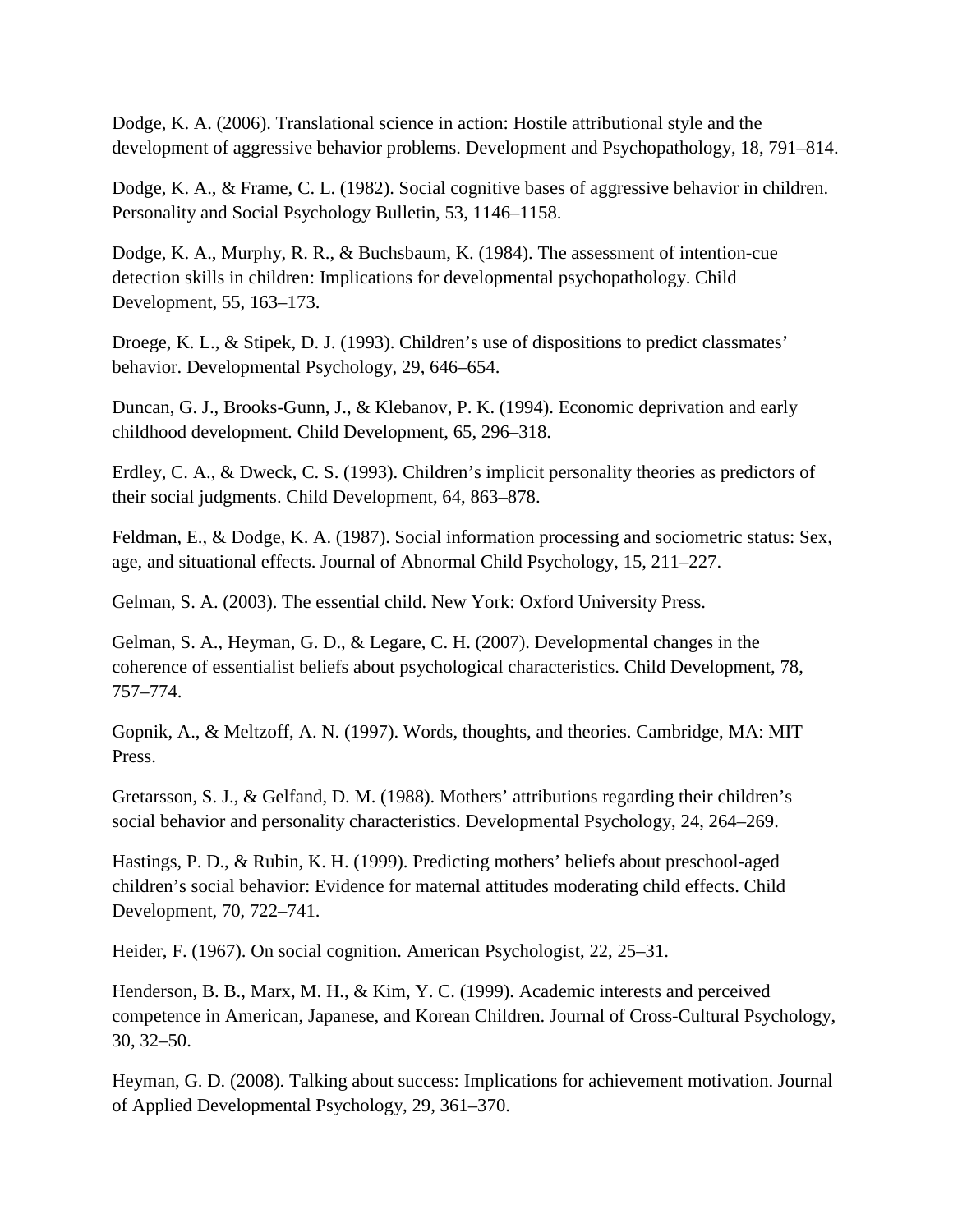Dodge, K. A. (2006). Translational science in action: Hostile attributional style and the development of aggressive behavior problems. Development and Psychopathology, 18, 791–814.

Dodge, K. A., & Frame, C. L. (1982). Social cognitive bases of aggressive behavior in children. Personality and Social Psychology Bulletin, 53, 1146–1158.

Dodge, K. A., Murphy, R. R., & Buchsbaum, K. (1984). The assessment of intention-cue detection skills in children: Implications for developmental psychopathology. Child Development, 55, 163–173.

Droege, K. L., & Stipek, D. J. (1993). Children's use of dispositions to predict classmates' behavior. Developmental Psychology, 29, 646–654.

Duncan, G. J., Brooks-Gunn, J., & Klebanov, P. K. (1994). Economic deprivation and early childhood development. Child Development, 65, 296–318.

Erdley, C. A., & Dweck, C. S. (1993). Children's implicit personality theories as predictors of their social judgments. Child Development, 64, 863–878.

Feldman, E., & Dodge, K. A. (1987). Social information processing and sociometric status: Sex, age, and situational effects. Journal of Abnormal Child Psychology, 15, 211–227.

Gelman, S. A. (2003). The essential child. New York: Oxford University Press.

Gelman, S. A., Heyman, G. D., & Legare, C. H. (2007). Developmental changes in the coherence of essentialist beliefs about psychological characteristics. Child Development, 78, 757–774.

Gopnik, A., & Meltzoff, A. N. (1997). Words, thoughts, and theories. Cambridge, MA: MIT Press.

Gretarsson, S. J., & Gelfand, D. M. (1988). Mothers' attributions regarding their children's social behavior and personality characteristics. Developmental Psychology, 24, 264–269.

Hastings, P. D., & Rubin, K. H. (1999). Predicting mothers' beliefs about preschool-aged children's social behavior: Evidence for maternal attitudes moderating child effects. Child Development, 70, 722–741.

Heider, F. (1967). On social cognition. American Psychologist, 22, 25–31.

Henderson, B. B., Marx, M. H., & Kim, Y. C. (1999). Academic interests and perceived competence in American, Japanese, and Korean Children. Journal of Cross-Cultural Psychology, 30, 32–50.

Heyman, G. D. (2008). Talking about success: Implications for achievement motivation. Journal of Applied Developmental Psychology, 29, 361–370.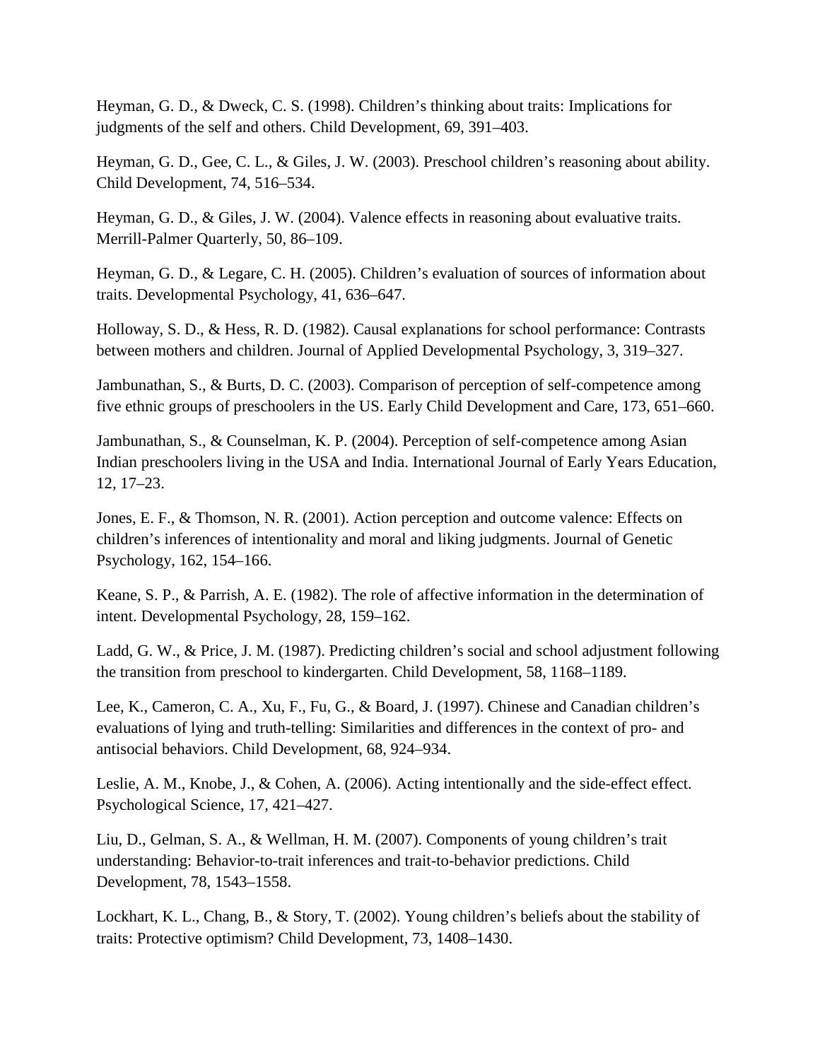Heyman, G. D., & Dweck, C. S. (1998). Children's thinking about traits: Implications for judgments of the self and others. Child Development, 69, 391–403.

Heyman, G. D., Gee, C. L., & Giles, J. W. (2003). Preschool children's reasoning about ability. Child Development, 74, 516–534.

Heyman, G. D., & Giles, J. W. (2004). Valence effects in reasoning about evaluative traits. Merrill-Palmer Quarterly, 50, 86–109.

Heyman, G. D., & Legare, C. H. (2005). Children's evaluation of sources of information about traits. Developmental Psychology, 41, 636–647.

Holloway, S. D., & Hess, R. D. (1982). Causal explanations for school performance: Contrasts between mothers and children. Journal of Applied Developmental Psychology, 3, 319–327.

Jambunathan, S., & Burts, D. C. (2003). Comparison of perception of self-competence among five ethnic groups of preschoolers in the US. Early Child Development and Care, 173, 651–660.

Jambunathan, S., & Counselman, K. P. (2004). Perception of self-competence among Asian Indian preschoolers living in the USA and India. International Journal of Early Years Education, 12, 17–23.

Jones, E. F., & Thomson, N. R. (2001). Action perception and outcome valence: Effects on children's inferences of intentionality and moral and liking judgments. Journal of Genetic Psychology, 162, 154–166.

Keane, S. P., & Parrish, A. E. (1982). The role of affective information in the determination of intent. Developmental Psychology, 28, 159–162.

Ladd, G. W., & Price, J. M. (1987). Predicting children's social and school adjustment following the transition from preschool to kindergarten. Child Development, 58, 1168–1189.

Lee, K., Cameron, C. A., Xu, F., Fu, G., & Board, J. (1997). Chinese and Canadian children's evaluations of lying and truth-telling: Similarities and differences in the context of pro- and antisocial behaviors. Child Development, 68, 924–934.

Leslie, A. M., Knobe, J., & Cohen, A. (2006). Acting intentionally and the side-effect effect. Psychological Science, 17, 421–427.

Liu, D., Gelman, S. A., & Wellman, H. M. (2007). Components of young children's trait understanding: Behavior-to-trait inferences and trait-to-behavior predictions. Child Development, 78, 1543–1558.

Lockhart, K. L., Chang, B., & Story, T. (2002). Young children's beliefs about the stability of traits: Protective optimism? Child Development, 73, 1408–1430.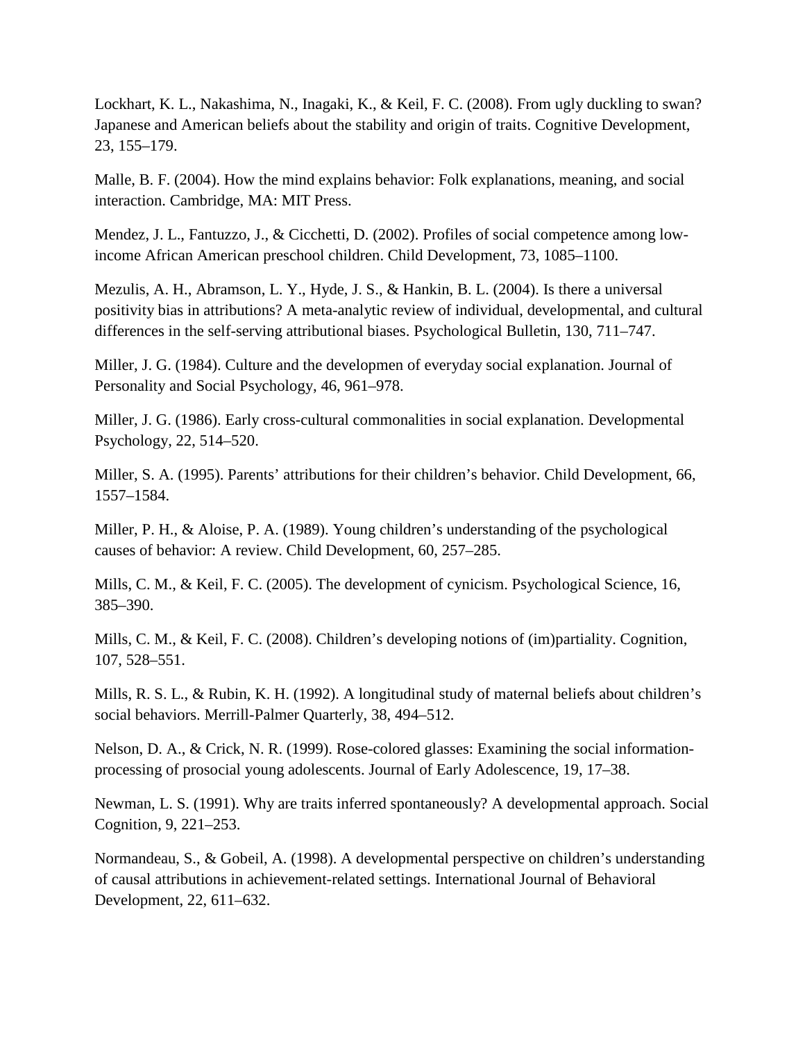Lockhart, K. L., Nakashima, N., Inagaki, K., & Keil, F. C. (2008). From ugly duckling to swan? Japanese and American beliefs about the stability and origin of traits. Cognitive Development, 23, 155–179.

Malle, B. F. (2004). How the mind explains behavior: Folk explanations, meaning, and social interaction. Cambridge, MA: MIT Press.

Mendez, J. L., Fantuzzo, J., & Cicchetti, D. (2002). Profiles of social competence among low-income African American preschool children. Child Development, 73, 1085–1100.

Mezulis, A. H., Abramson, L. Y., Hyde, J. S., & Hankin, B. L. (2004). Is there a universal positivity bias in attributions? A meta-analytic review of individual, developmental, and cultural differences in the self-serving attributional biases. Psychological Bulletin, 130, 711–747.

Miller, J. G. (1984). Culture and the developmen of everyday social explanation. Journal of Personality and Social Psychology, 46, 961–978.

Miller, J. G. (1986). Early cross-cultural commonalities in social explanation. Developmental Psychology, 22, 514–520.

Miller, S. A. (1995). Parents' attributions for their children's behavior. Child Development, 66, 1557–1584.

Miller, P. H., & Aloise, P. A. (1989). Young children's understanding of the psychological causes of behavior: A review. Child Development, 60, 257–285.

Mills, C. M., & Keil, F. C. (2005). The development of cynicism. Psychological Science, 16, 385–390.

Mills, C. M., & Keil, F. C. (2008). Children's developing notions of (im)partiality. Cognition, 107, 528–551.

Mills, R. S. L., & Rubin, K. H. (1992). A longitudinal study of maternal beliefs about children's social behaviors. Merrill-Palmer Quarterly, 38, 494–512.

Nelson, D. A., & Crick, N. R. (1999). Rose-colored glasses: Examining the social information-processing of prosocial young adolescents. Journal of Early Adolescence, 19, 17–38.

Newman, L. S. (1991). Why are traits inferred spontaneously? A developmental approach. Social Cognition, 9, 221–253.

Normandeau, S., & Gobeil, A. (1998). A developmental perspective on children's understanding of causal attributions in achievement-related settings. International Journal of Behavioral Development, 22, 611–632.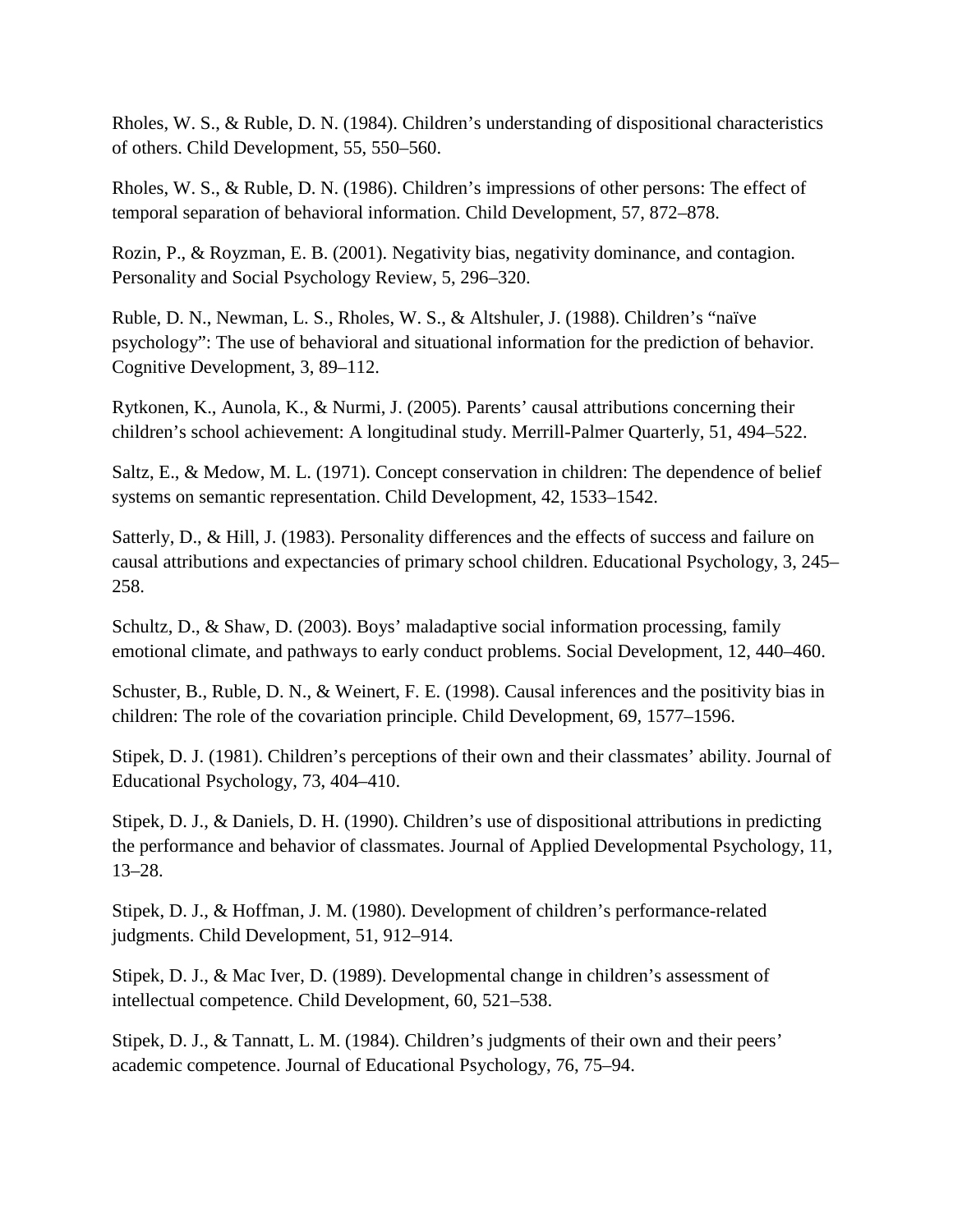Rholes, W. S., & Ruble, D. N. (1984). Children's understanding of dispositional characteristics of others. Child Development, 55, 550–560.

Rholes, W. S., & Ruble, D. N. (1986). Children's impressions of other persons: The effect of temporal separation of behavioral information. Child Development, 57, 872–878.

Rozin, P., & Royzman, E. B. (2001). Negativity bias, negativity dominance, and contagion. Personality and Social Psychology Review, 5, 296–320.

Ruble, D. N., Newman, L. S., Rholes, W. S., & Altshuler, J. (1988). Children's "naïve psychology": The use of behavioral and situational information for the prediction of behavior. Cognitive Development, 3, 89–112.

Rytkonen, K., Aunola, K., & Nurmi, J. (2005). Parents' causal attributions concerning their children's school achievement: A longitudinal study. Merrill-Palmer Quarterly, 51, 494–522.

Saltz, E., & Medow, M. L. (1971). Concept conservation in children: The dependence of belief systems on semantic representation. Child Development, 42, 1533–1542.

Satterly, D., & Hill, J. (1983). Personality differences and the effects of success and failure on causal attributions and expectancies of primary school children. Educational Psychology, 3, 245–258.

Schultz, D., & Shaw, D. (2003). Boys' maladaptive social information processing, family emotional climate, and pathways to early conduct problems. Social Development, 12, 440–460.

Schuster, B., Ruble, D. N., & Weinert, F. E. (1998). Causal inferences and the positivity bias in children: The role of the covariation principle. Child Development, 69, 1577–1596.

Stipek, D. J. (1981). Children's perceptions of their own and their classmates' ability. Journal of Educational Psychology, 73, 404–410.

Stipek, D. J., & Daniels, D. H. (1990). Children's use of dispositional attributions in predicting the performance and behavior of classmates. Journal of Applied Developmental Psychology, 11, 13–28.

Stipek, D. J., & Hoffman, J. M. (1980). Development of children's performance-related judgments. Child Development, 51, 912–914.

Stipek, D. J., & Mac Iver, D. (1989). Developmental change in children's assessment of intellectual competence. Child Development, 60, 521–538.

Stipek, D. J., & Tannatt, L. M. (1984). Children's judgments of their own and their peers' academic competence. Journal of Educational Psychology, 76, 75–94.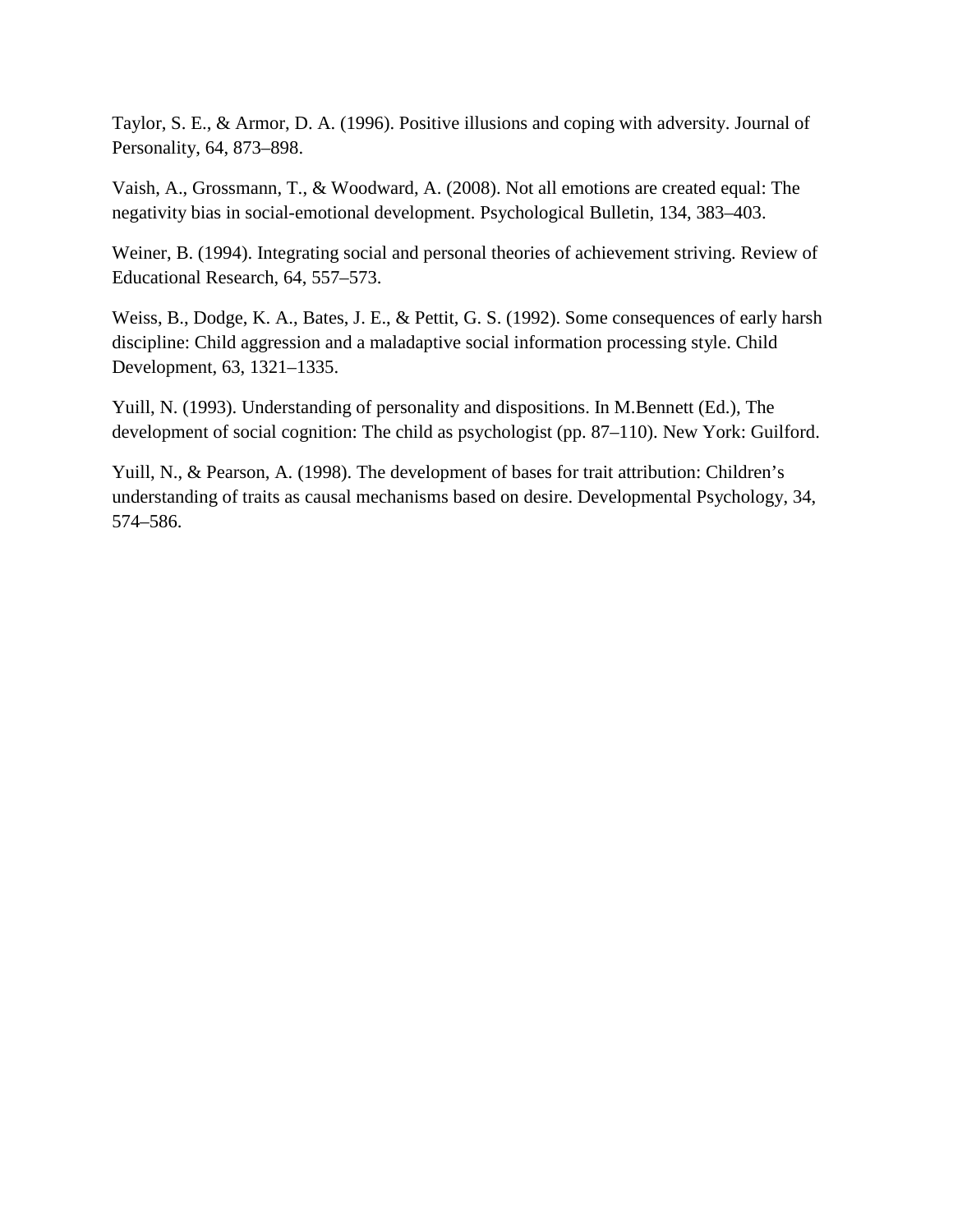Taylor, S. E., & Armor, D. A. (1996). Positive illusions and coping with adversity. Journal of Personality, 64, 873–898.

Vaish, A., Grossmann, T., & Woodward, A. (2008). Not all emotions are created equal: The negativity bias in social-emotional development. Psychological Bulletin, 134, 383–403.

Weiner, B. (1994). Integrating social and personal theories of achievement striving. Review of Educational Research, 64, 557–573.

Weiss, B., Dodge, K. A., Bates, J. E., & Pettit, G. S. (1992). Some consequences of early harsh discipline: Child aggression and a maladaptive social information processing style. Child Development, 63, 1321–1335.

Yuill, N. (1993). Understanding of personality and dispositions. In M.Bennett (Ed.), The development of social cognition: The child as psychologist (pp. 87–110). New York: Guilford.

Yuill, N., & Pearson, A. (1998). The development of bases for trait attribution: Children's understanding of traits as causal mechanisms based on desire. Developmental Psychology, 34, 574–586.